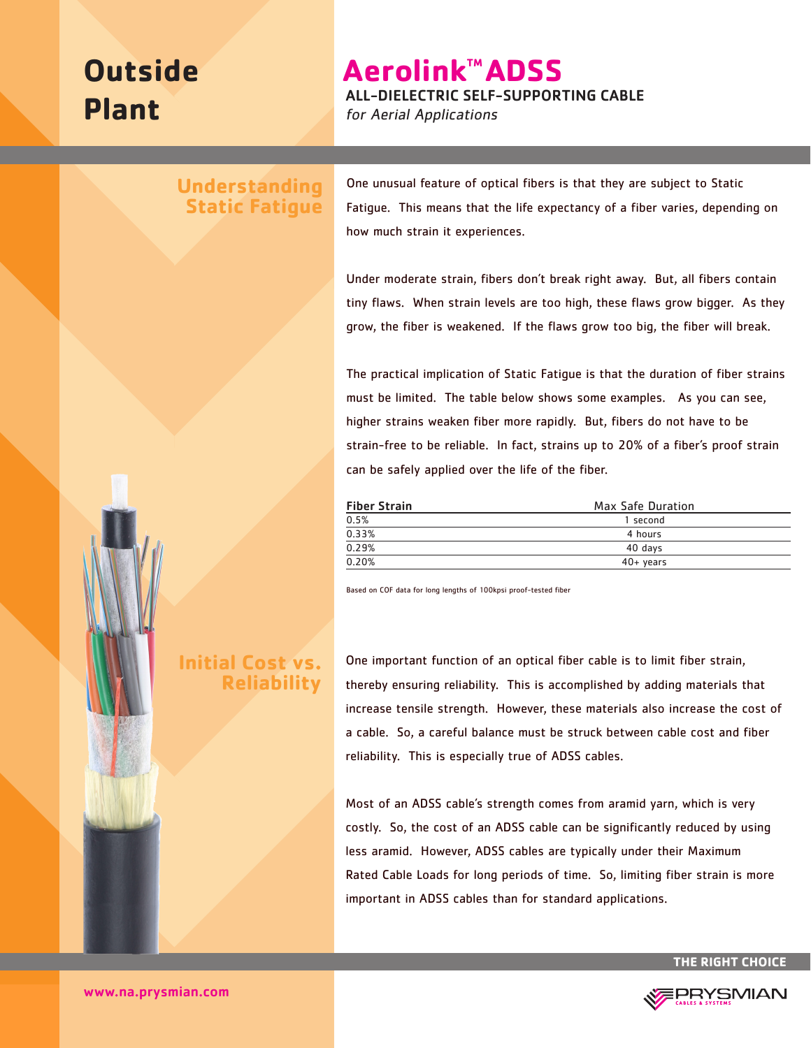# Outside Plant

# Aerolink™ ADSS

**ALL-DIELECTRIC SELF-SUPPORTING CABLE**

*for Aerial Applications*

## Understanding Static Fatigue

One unusual feature of optical fibers is that they are subject to Static Fatigue. This means that the life expectancy of a fiber varies, depending on how much strain it experiences.

Under moderate strain, fibers don't break right away. But, all fibers contain tiny flaws. When strain levels are too high, these flaws grow bigger. As they grow, the fiber is weakened. If the flaws grow too big, the fiber will break.

The practical implication of Static Fatigue is that the duration of fiber strains must be limited. The table below shows some examples. As you can see, higher strains weaken fiber more rapidly. But, fibers do not have to be strain-free to be reliable. In fact, strains up to 20% of a fiber's proof strain can be safely applied over the life of the fiber.

| Fiber Strain | Max Safe Duration |
|---|---|
| 0.5% | 1 second |
| 0.33% | 4 hours |
| 0.29% | 40 days |
| 0.20% | 40+ years |

Based on COF data for long lengths of 100kpsi proof-tested fiber

## Initial Cost vs. Reliability

One important function of an optical fiber cable is to limit fiber strain, thereby ensuring reliability. This is accomplished by adding materials that increase tensile strength. However, these materials also increase the cost of a cable. So, a careful balance must be struck between cable cost and fiber reliability. This is especially true of ADSS cables.

Most of an ADSS cable's strength comes from aramid yarn, which is very costly. So, the cost of an ADSS cable can be significantly reduced by using less aramid. However, ADSS cables are typically under their Maximum Rated Cable Loads for long periods of time. So, limiting fiber strain is more important in ADSS cables than for standard applications.

THE RIGHT CHOICE

www.na.prysmian.com

PRYSMIAN CABLES & SYSTEMS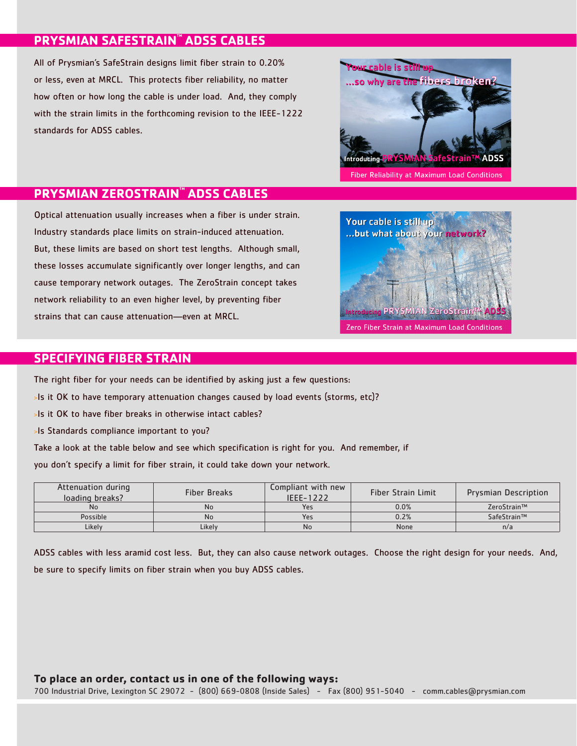## PRYSMIAN SAFESTRAIN™ ADSS CABLES

All of Prysmian's SafeStrain designs limit fiber strain to 0.20% or less, even at MRCL. This protects fiber reliability, no matter how often or how long the cable is under load. And, they comply with the strain limits in the forthcoming revision to the IEEE-1222 standards for ADSS cables.

Your cable is still up
...so why are the fibers broken?

Introducing PRYSMIAN SafeStrain™ ADSS

Fiber Reliability at Maximum Load Conditions

## PRYSMIAN ZEROSTRAIN™ ADSS CABLES

Optical attenuation usually increases when a fiber is under strain. Industry standards place limits on strain-induced attenuation. But, these limits are based on short test lengths. Although small, these losses accumulate significantly over longer lengths, and can cause temporary network outages. The ZeroStrain concept takes network reliability to an even higher level, by preventing fiber strains that can cause attenuation—even at MRCL.

Your cable is still up
...but what about your network?

Introducing PRYSMIAN ZeroStrain™ ADSS

Zero Fiber Strain at Maximum Load Conditions

## SPECIFYING FIBER STRAIN

The right fiber for your needs can be identified by asking just a few questions:

- Is it OK to have temporary attenuation changes caused by load events (storms, etc)?
- Is it OK to have fiber breaks in otherwise intact cables?
- Is Standards compliance important to you?

Take a look at the table below and see which specification is right for you. And remember, if you don't specify a limit for fiber strain, it could take down your network.

| Attenuation during loading breaks? | Fiber Breaks | Compliant with new IEEE-1222 | Fiber Strain Limit | Prysmian Description |
|---|---|---|---|---|
| No | No | Yes | 0.0% | ZeroStrain™ |
| Possible | No | Yes | 0.2% | SafeStrain™ |
| Likely | Likely | No | None | n/a |

ADSS cables with less aramid cost less. But, they can also cause network outages. Choose the right design for your needs. And, be sure to specify limits on fiber strain when you buy ADSS cables.

**To place an order, contact us in one of the following ways:**

700 Industrial Drive, Lexington SC 29072 - (800) 669-0808 (Inside Sales) - Fax (800) 951-5040 - comm.cables@prysmian.com